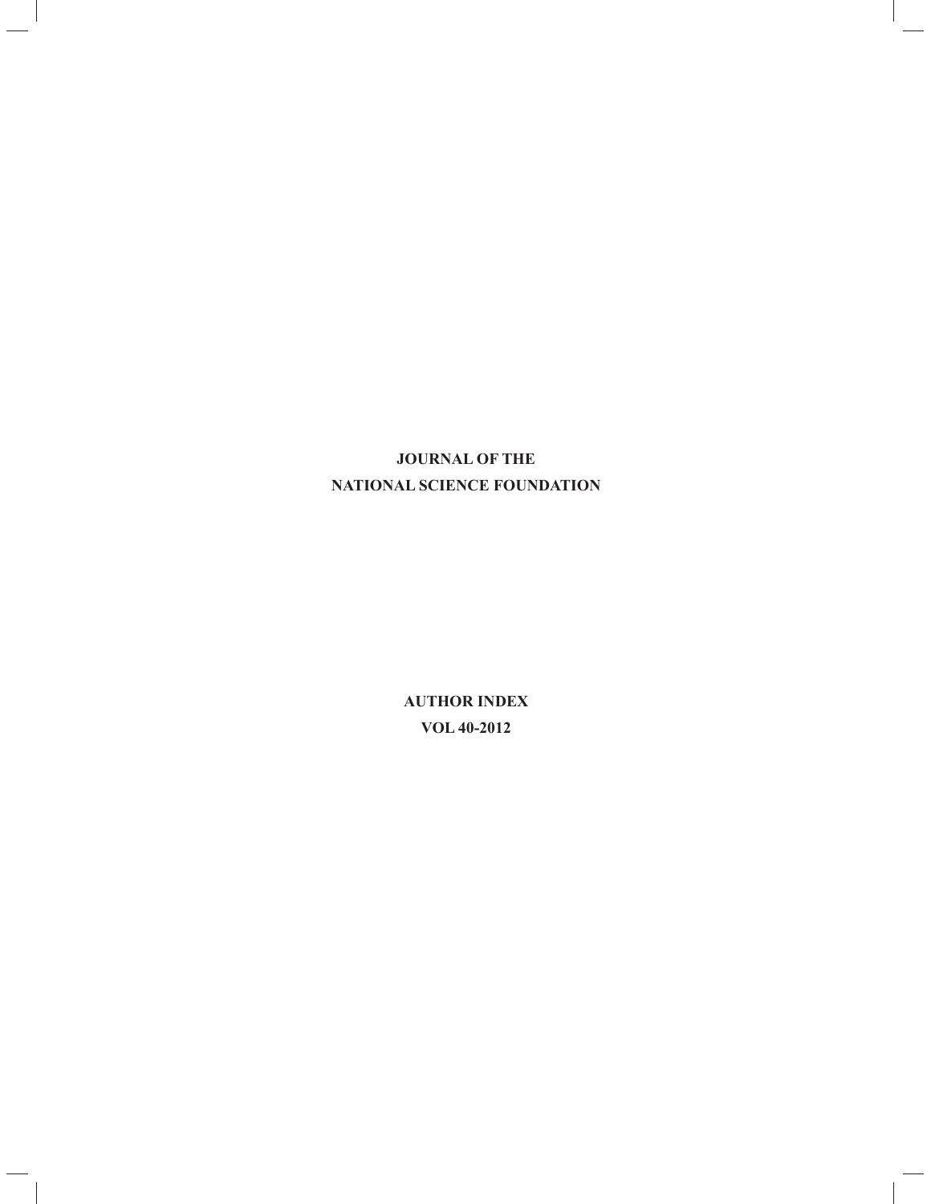# JOURNAL OF THE NATIONAL SCIENCE FOUNDATION

## AUTHOR INDEX
## VOL 40-2012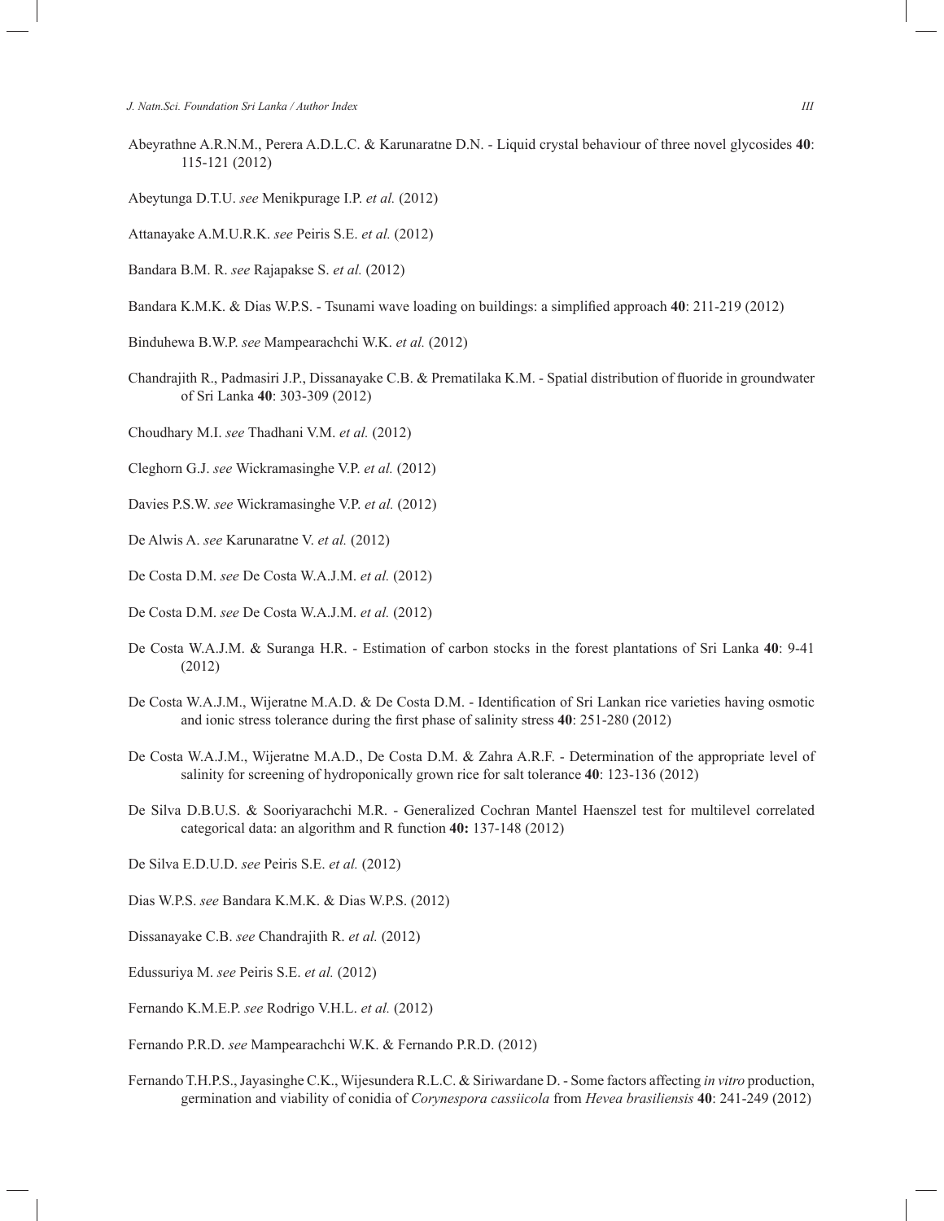Abeyrathne A.R.N.M., Perera A.D.L.C. & Karunaratne D.N. - Liquid crystal behaviour of three novel glycosides **40**: 115-121 (2012)

Abeytunga D.T.U. *see* Menikpurage I.P. *et al.* (2012)

Attanayake A.M.U.R.K. *see* Peiris S.E. *et al.* (2012)

Bandara B.M. R. *see* Rajapakse S. *et al.* (2012)

Bandara K.M.K. & Dias W.P.S. - Tsunami wave loading on buildings: a simplified approach **40**: 211-219 (2012)

Binduhewa B.W.P. *see* Mampearachchi W.K. *et al.* (2012)

Chandrajith R., Padmasiri J.P., Dissanayake C.B. & Prematilaka K.M. - Spatial distribution of fluoride in groundwater of Sri Lanka **40**: 303-309 (2012)

Choudhary M.I. *see* Thadhani V.M. *et al.* (2012)

Cleghorn G.J. *see* Wickramasinghe V.P. *et al.* (2012)

Davies P.S.W. *see* Wickramasinghe V.P. *et al.* (2012)

De Alwis A. *see* Karunaratne V. *et al.* (2012)

De Costa D.M. *see* De Costa W.A.J.M. *et al.* (2012)

De Costa D.M. *see* De Costa W.A.J.M. *et al.* (2012)

De Costa W.A.J.M. & Suranga H.R. - Estimation of carbon stocks in the forest plantations of Sri Lanka **40**: 9-41 (2012)

De Costa W.A.J.M., Wijeratne M.A.D. & De Costa D.M. - Identification of Sri Lankan rice varieties having osmotic and ionic stress tolerance during the first phase of salinity stress **40**: 251-280 (2012)

De Costa W.A.J.M., Wijeratne M.A.D., De Costa D.M. & Zahra A.R.F. - Determination of the appropriate level of salinity for screening of hydroponically grown rice for salt tolerance **40**: 123-136 (2012)

De Silva D.B.U.S. & Sooriyarachchi M.R. - Generalized Cochran Mantel Haenszel test for multilevel correlated categorical data: an algorithm and R function **40:** 137-148 (2012)

De Silva E.D.U.D. *see* Peiris S.E. *et al.* (2012)

Dias W.P.S. *see* Bandara K.M.K. & Dias W.P.S. (2012)

Dissanayake C.B. *see* Chandrajith R. *et al.* (2012)

Edussuriya M. *see* Peiris S.E. *et al.* (2012)

Fernando K.M.E.P. *see* Rodrigo V.H.L. *et al.* (2012)

Fernando P.R.D. *see* Mampearachchi W.K. & Fernando P.R.D. (2012)

Fernando T.H.P.S., Jayasinghe C.K., Wijesundera R.L.C. & Siriwardane D. - Some factors affecting *in vitro* production, germination and viability of conidia of *Corynespora cassiicola* from *Hevea brasiliensis* **40**: 241-249 (2012)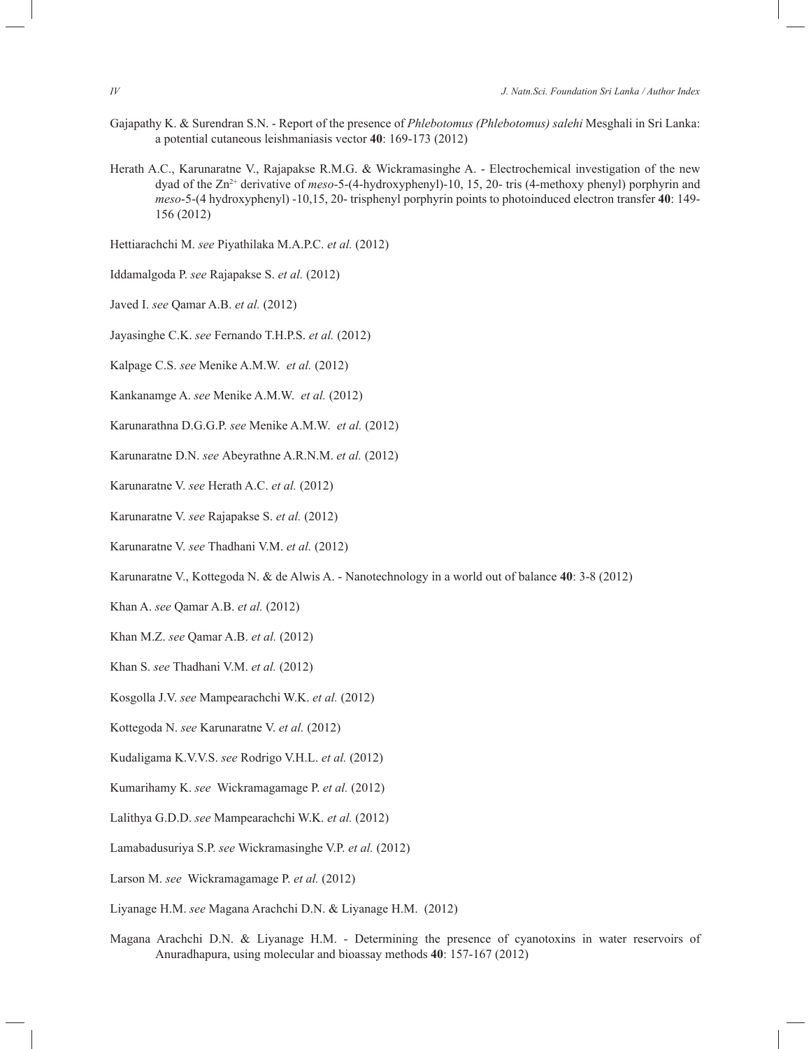Gajapathy K. & Surendran S.N. - Report of the presence of *Phlebotomus (Phlebotomus) salehi* Mesghali in Sri Lanka: a potential cutaneous leishmaniasis vector **40**: 169-173 (2012)

Herath A.C., Karunaratne V., Rajapakse R.M.G. & Wickramasinghe A. - Electrochemical investigation of the new dyad of the $Zn^{2+}$ derivative of *meso*-5-(4-hydroxyphenyl)-10, 15, 20- tris (4-methoxy phenyl) porphyrin and *meso*-5-(4 hydroxyphenyl) -10,15, 20- trisphenyl porphyrin points to photoinduced electron transfer **40**: 149-156 (2012)

Hettiarachchi M. *see* Piyathilaka M.A.P.C. *et al.* (2012)

Iddamalgoda P. *see* Rajapakse S. *et al.* (2012)

Javed I. *see* Qamar A.B. *et al.* (2012)

Jayasinghe C.K. *see* Fernando T.H.P.S. *et al.* (2012)

Kalpage C.S. *see* Menike A.M.W. *et al.* (2012)

Kankanamge A. *see* Menike A.M.W. *et al.* (2012)

Karunarathna D.G.G.P. *see* Menike A.M.W. *et al.* (2012)

Karunaratne D.N. *see* Abeyrathne A.R.N.M. *et al.* (2012)

Karunaratne V. *see* Herath A.C. *et al.* (2012)

Karunaratne V. *see* Rajapakse S. *et al.* (2012)

Karunaratne V. *see* Thadhani V.M. *et al.* (2012)

Karunaratne V., Kottegoda N. & de Alwis A. - Nanotechnology in a world out of balance **40**: 3-8 (2012)

Khan A. *see* Qamar A.B. *et al.* (2012)

Khan M.Z. *see* Qamar A.B. *et al.* (2012)

Khan S. *see* Thadhani V.M. *et al.* (2012)

Kosgolla J.V. *see* Mampearachchi W.K. *et al.* (2012)

Kottegoda N. *see* Karunaratne V. *et al.* (2012)

Kudaligama K.V.V.S. *see* Rodrigo V.H.L. *et al.* (2012)

Kumarihamy K. *see* Wickramagamage P. *et al.* (2012)

Lalithya G.D.D. *see* Mampearachchi W.K. *et al.* (2012)

Lamabadusuriya S.P. *see* Wickramasinghe V.P. *et al.* (2012)

Larson M. *see* Wickramagamage P. *et al.* (2012)

Liyanage H.M. *see* Magana Arachchi D.N. & Liyanage H.M. (2012)

Magana Arachchi D.N. & Liyanage H.M. - Determining the presence of cyanotoxins in water reservoirs of Anuradhapura, using molecular and bioassay methods **40**: 157-167 (2012)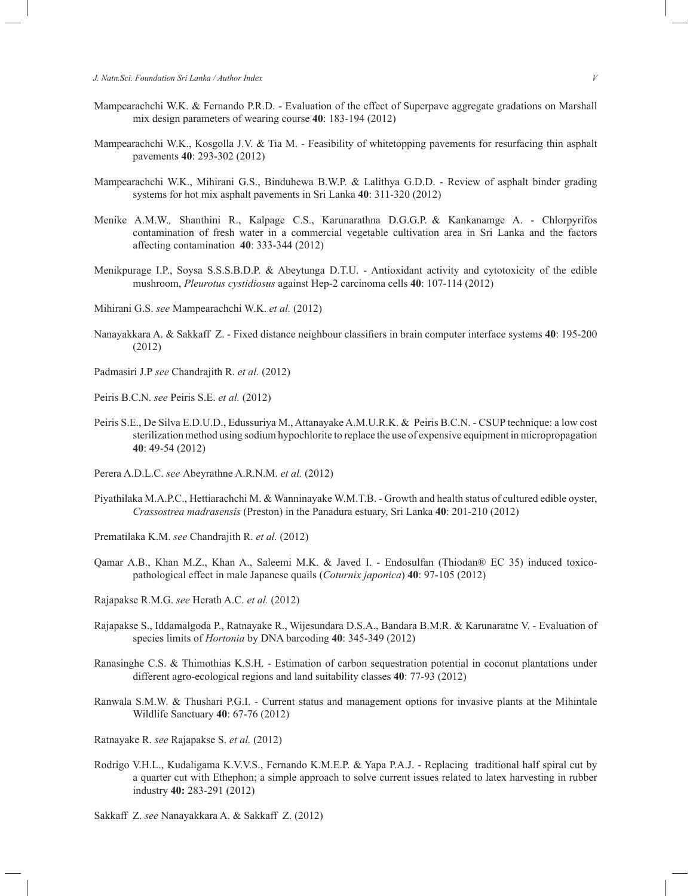Mampearachchi W.K. & Fernando P.R.D. - Evaluation of the effect of Superpave aggregate gradations on Marshall mix design parameters of wearing course **40**: 183-194 (2012)

Mampearachchi W.K., Kosgolla J.V. & Tia M. - Feasibility of whitetopping pavements for resurfacing thin asphalt pavements **40**: 293-302 (2012)

Mampearachchi W.K., Mihirani G.S., Binduhewa B.W.P. & Lalithya G.D.D. - Review of asphalt binder grading systems for hot mix asphalt pavements in Sri Lanka **40**: 311-320 (2012)

Menike A.M.W., Shanthini R., Kalpage C.S., Karunarathna D.G.G.P. & Kankanamge A. - Chlorpyrifos contamination of fresh water in a commercial vegetable cultivation area in Sri Lanka and the factors affecting contamination **40**: 333-344 (2012)

Menikpurage I.P., Soysa S.S.S.B.D.P. & Abeytunga D.T.U. - Antioxidant activity and cytotoxicity of the edible mushroom, *Pleurotus cystidiosus* against Hep-2 carcinoma cells **40**: 107-114 (2012)

Mihirani G.S. *see* Mampearachchi W.K. *et al.* (2012)

Nanayakkara A. & Sakkaff Z. - Fixed distance neighbour classifiers in brain computer interface systems **40**: 195-200 (2012)

Padmasiri J.P *see* Chandrajith R. *et al.* (2012)

Peiris B.C.N. *see* Peiris S.E. *et al.* (2012)

Peiris S.E., De Silva E.D.U.D., Edussuriya M., Attanayake A.M.U.R.K. & Peiris B.C.N. - CSUP technique: a low cost sterilization method using sodium hypochlorite to replace the use of expensive equipment in micropropagation **40**: 49-54 (2012)

Perera A.D.L.C. *see* Abeyrathne A.R.N.M. *et al.* (2012)

Piyathilaka M.A.P.C., Hettiarachchi M. & Wanninayake W.M.T.B. - Growth and health status of cultured edible oyster, *Crassostrea madrasensis* (Preston) in the Panadura estuary, Sri Lanka **40**: 201-210 (2012)

Prematilaka K.M. *see* Chandrajith R. *et al.* (2012)

Qamar A.B., Khan M.Z., Khan A., Saleemi M.K. & Javed I. - Endosulfan (Thiodan® EC 35) induced toxico-pathological effect in male Japanese quails (*Coturnix japonica*) **40**: 97-105 (2012)

Rajapakse R.M.G. *see* Herath A.C. *et al.* (2012)

Rajapakse S., Iddamalgoda P., Ratnayake R., Wijesundara D.S.A., Bandara B.M.R. & Karunaratne V. - Evaluation of species limits of *Hortonia* by DNA barcoding **40**: 345-349 (2012)

Ranasinghe C.S. & Thimothias K.S.H. - Estimation of carbon sequestration potential in coconut plantations under different agro-ecological regions and land suitability classes **40**: 77-93 (2012)

Ranwala S.M.W. & Thushari P.G.I. - Current status and management options for invasive plants at the Mihintale Wildlife Sanctuary **40**: 67-76 (2012)

Ratnayake R. *see* Rajapakse S. *et al.* (2012)

Rodrigo V.H.L., Kudaligama K.V.V.S., Fernando K.M.E.P. & Yapa P.A.J. - Replacing traditional half spiral cut by a quarter cut with Ethephon; a simple approach to solve current issues related to latex harvesting in rubber industry **40:** 283-291 (2012)

Sakkaff Z. *see* Nanayakkara A. & Sakkaff Z. (2012)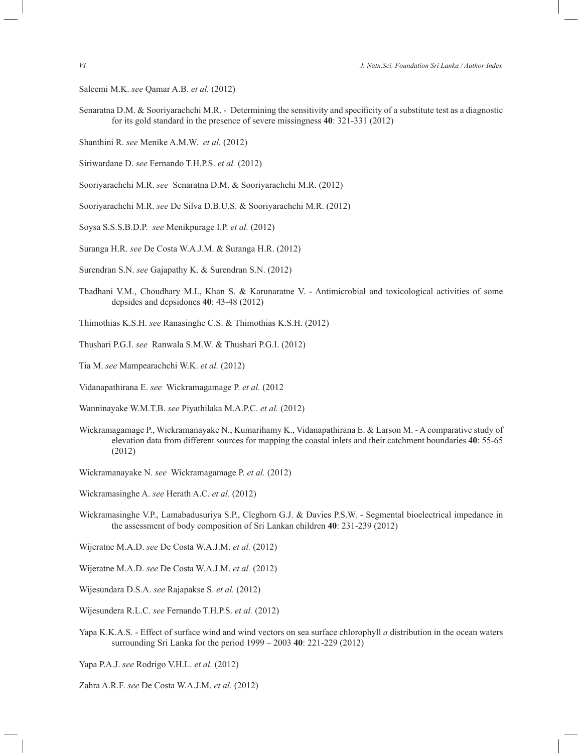Saleemi M.K. *see* Qamar A.B. *et al.* (2012)

Senaratna D.M. & Sooriyarachchi M.R. - Determining the sensitivity and specificity of a substitute test as a diagnostic for its gold standard in the presence of severe missingness **40**: 321-331 (2012)

Shanthini R. *see* Menike A.M.W. *et al.* (2012)

Siriwardane D. *see* Fernando T.H.P.S. *et al.* (2012)

Sooriyarachchi M.R. *see* Senaratna D.M. & Sooriyarachchi M.R. (2012)

Sooriyarachchi M.R. *see* De Silva D.B.U.S. & Sooriyarachchi M.R. (2012)

Soysa S.S.S.B.D.P. *see* Menikpurage I.P. *et al.* (2012)

Suranga H.R. *see* De Costa W.A.J.M. & Suranga H.R. (2012)

Surendran S.N. *see* Gajapathy K. & Surendran S.N. (2012)

Thadhani V.M., Choudhary M.I., Khan S. & Karunaratne V. - Antimicrobial and toxicological activities of some depsides and depsidones **40**: 43-48 (2012)

Thimothias K.S.H. *see* Ranasinghe C.S. & Thimothias K.S.H. (2012)

Thushari P.G.I. *see* Ranwala S.M.W. & Thushari P.G.I. (2012)

Tia M. *see* Mampearachchi W.K. *et al.* (2012)

Vidanapathirana E. *see* Wickramagamage P. *et al.* (2012

Wanninayake W.M.T.B. *see* Piyathilaka M.A.P.C. *et al.* (2012)

Wickramagamage P., Wickramanayake N., Kumarihamy K., Vidanapathirana E. & Larson M. - A comparative study of elevation data from different sources for mapping the coastal inlets and their catchment boundaries **40**: 55-65 (2012)

Wickramanayake N. *see* Wickramagamage P. *et al.* (2012)

Wickramasinghe A. *see* Herath A.C. *et al.* (2012)

Wickramasinghe V.P., Lamabadusuriya S.P., Cleghorn G.J. & Davies P.S.W. - Segmental bioelectrical impedance in the assessment of body composition of Sri Lankan children **40**: 231-239 (2012)

Wijeratne M.A.D. *see* De Costa W.A.J.M. *et al.* (2012)

Wijeratne M.A.D. *see* De Costa W.A.J.M. *et al.* (2012)

Wijesundara D.S.A. *see* Rajapakse S. *et al.* (2012)

Wijesundera R.L.C. *see* Fernando T.H.P.S. *et al.* (2012)

Yapa K.K.A.S. - Effect of surface wind and wind vectors on sea surface chlorophyll *a* distribution in the ocean waters surrounding Sri Lanka for the period 1999 – 2003 **40**: 221-229 (2012)

Yapa P.A.J. *see* Rodrigo V.H.L. *et al.* (2012)

Zahra A.R.F. *see* De Costa W.A.J.M. *et al.* (2012)